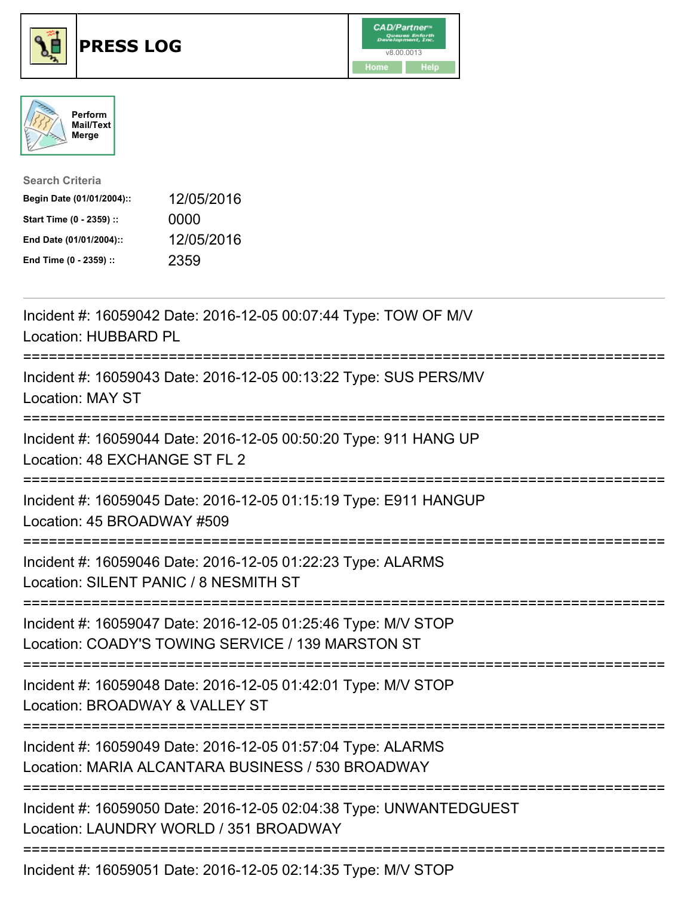# PRESS LOG

Perform Mail/Text Merge

**Search Criteria**

| | |
|---|---|
| **Begin Date (01/01/2004)::** | 12/05/2016 |
| **Start Time (0 - 2359) ::** | 0000 |
| **End Date (01/01/2004)::** | 12/05/2016 |
| **End Time (0 - 2359) ::** | 2359 |

---

Incident #: 16059042 Date: 2016-12-05 00:07:44 Type: TOW OF M/V
Location: HUBBARD PL

===========================================================================

Incident #: 16059043 Date: 2016-12-05 00:13:22 Type: SUS PERS/MV
Location: MAY ST

===========================================================================

Incident #: 16059044 Date: 2016-12-05 00:50:20 Type: 911 HANG UP
Location: 48 EXCHANGE ST FL 2

===========================================================================

Incident #: 16059045 Date: 2016-12-05 01:15:19 Type: E911 HANGUP
Location: 45 BROADWAY #509

===========================================================================

Incident #: 16059046 Date: 2016-12-05 01:22:23 Type: ALARMS
Location: SILENT PANIC / 8 NESMITH ST

===========================================================================

Incident #: 16059047 Date: 2016-12-05 01:25:46 Type: M/V STOP
Location: COADY'S TOWING SERVICE / 139 MARSTON ST

===========================================================================

Incident #: 16059048 Date: 2016-12-05 01:42:01 Type: M/V STOP
Location: BROADWAY & VALLEY ST

===========================================================================

Incident #: 16059049 Date: 2016-12-05 01:57:04 Type: ALARMS
Location: MARIA ALCANTARA BUSINESS / 530 BROADWAY

===========================================================================

Incident #: 16059050 Date: 2016-12-05 02:04:38 Type: UNWANTEDGUEST
Location: LAUNDRY WORLD / 351 BROADWAY

===========================================================================

Incident #: 16059051 Date: 2016-12-05 02:14:35 Type: M/V STOP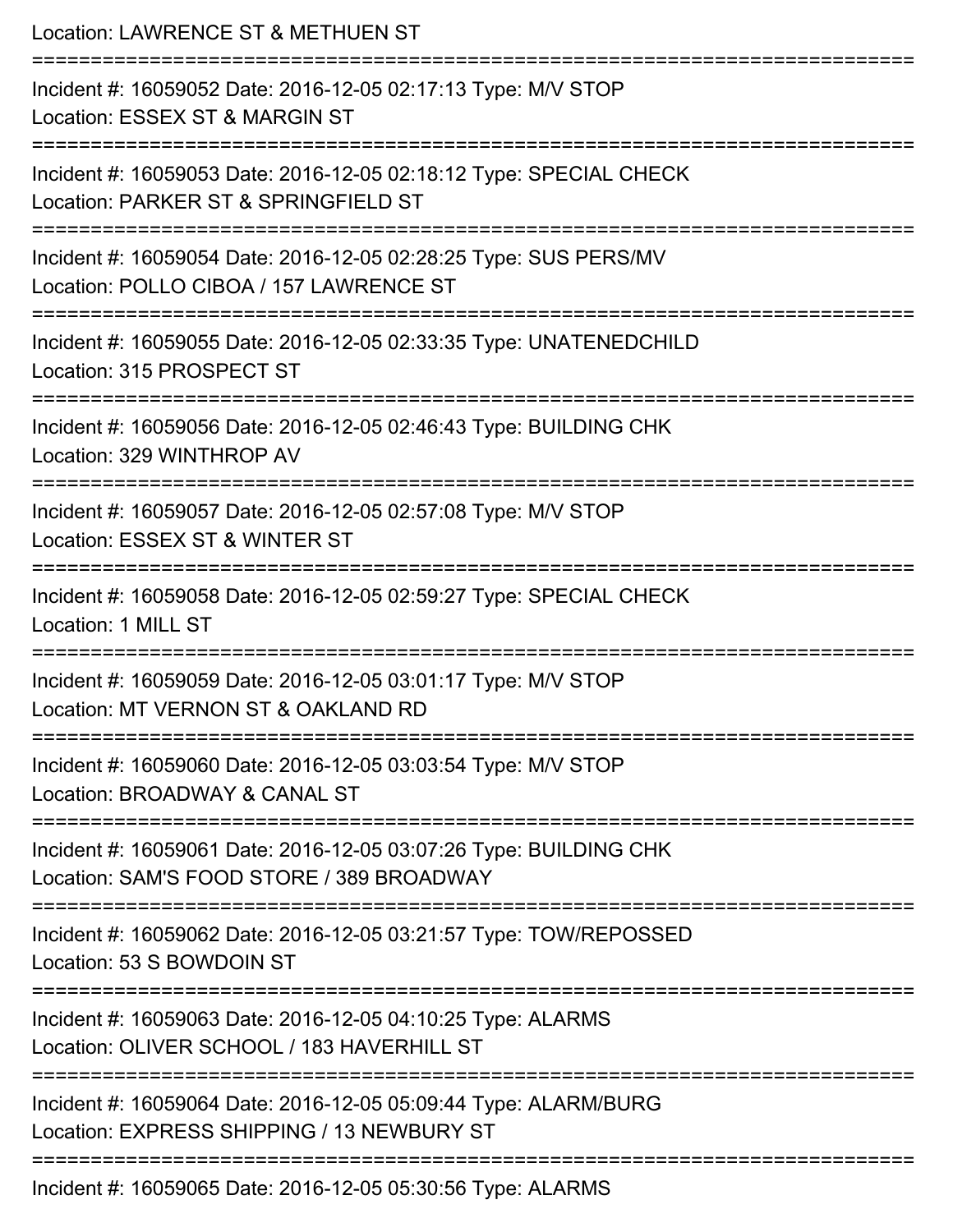Location: LAWRENCE ST & METHUEN ST

===========================================================================

Incident #: 16059052 Date: 2016-12-05 02:17:13 Type: M/V STOP
Location: ESSEX ST & MARGIN ST

===========================================================================

Incident #: 16059053 Date: 2016-12-05 02:18:12 Type: SPECIAL CHECK
Location: PARKER ST & SPRINGFIELD ST

===========================================================================

Incident #: 16059054 Date: 2016-12-05 02:28:25 Type: SUS PERS/MV
Location: POLLO CIBOA / 157 LAWRENCE ST

===========================================================================

Incident #: 16059055 Date: 2016-12-05 02:33:35 Type: UNATENEDCHILD
Location: 315 PROSPECT ST

===========================================================================

Incident #: 16059056 Date: 2016-12-05 02:46:43 Type: BUILDING CHK
Location: 329 WINTHROP AV

===========================================================================

Incident #: 16059057 Date: 2016-12-05 02:57:08 Type: M/V STOP
Location: ESSEX ST & WINTER ST

===========================================================================

Incident #: 16059058 Date: 2016-12-05 02:59:27 Type: SPECIAL CHECK
Location: 1 MILL ST

===========================================================================

Incident #: 16059059 Date: 2016-12-05 03:01:17 Type: M/V STOP
Location: MT VERNON ST & OAKLAND RD

===========================================================================

Incident #: 16059060 Date: 2016-12-05 03:03:54 Type: M/V STOP
Location: BROADWAY & CANAL ST

===========================================================================

Incident #: 16059061 Date: 2016-12-05 03:07:26 Type: BUILDING CHK
Location: SAM'S FOOD STORE / 389 BROADWAY

===========================================================================

Incident #: 16059062 Date: 2016-12-05 03:21:57 Type: TOW/REPOSSED
Location: 53 S BOWDOIN ST

===========================================================================

Incident #: 16059063 Date: 2016-12-05 04:10:25 Type: ALARMS
Location: OLIVER SCHOOL / 183 HAVERHILL ST

===========================================================================

Incident #: 16059064 Date: 2016-12-05 05:09:44 Type: ALARM/BURG
Location: EXPRESS SHIPPING / 13 NEWBURY ST

===========================================================================

Incident #: 16059065 Date: 2016-12-05 05:30:56 Type: ALARMS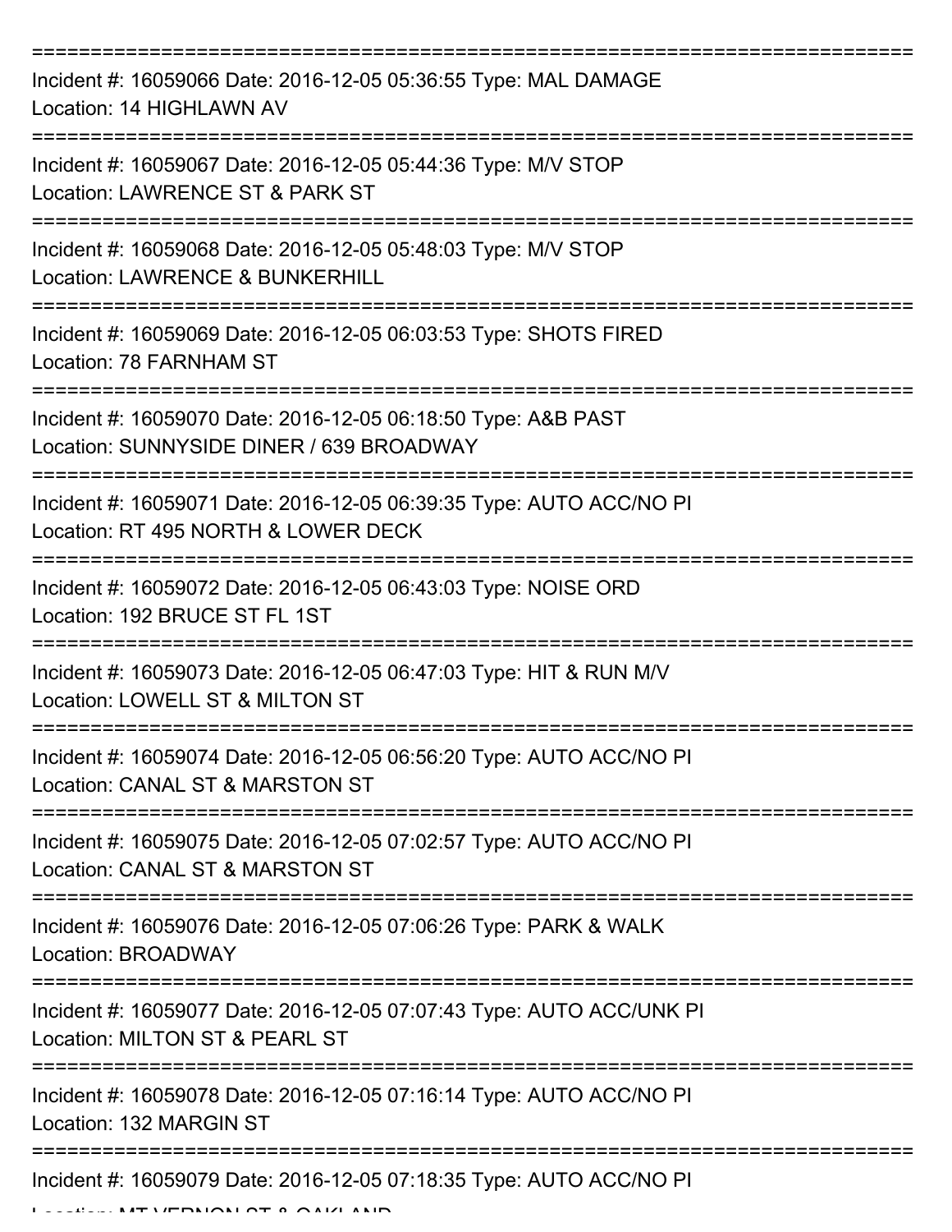===========================================================================

Incident #: 16059066 Date: 2016-12-05 05:36:55 Type: MAL DAMAGE
Location: 14 HIGHLAWN AV

===========================================================================

Incident #: 16059067 Date: 2016-12-05 05:44:36 Type: M/V STOP
Location: LAWRENCE ST & PARK ST

===========================================================================

Incident #: 16059068 Date: 2016-12-05 05:48:03 Type: M/V STOP
Location: LAWRENCE & BUNKERHILL

===========================================================================

Incident #: 16059069 Date: 2016-12-05 06:03:53 Type: SHOTS FIRED
Location: 78 FARNHAM ST

===========================================================================

Incident #: 16059070 Date: 2016-12-05 06:18:50 Type: A&B PAST
Location: SUNNYSIDE DINER / 639 BROADWAY

===========================================================================

Incident #: 16059071 Date: 2016-12-05 06:39:35 Type: AUTO ACC/NO PI
Location: RT 495 NORTH & LOWER DECK

===========================================================================

Incident #: 16059072 Date: 2016-12-05 06:43:03 Type: NOISE ORD
Location: 192 BRUCE ST FL 1ST

===========================================================================

Incident #: 16059073 Date: 2016-12-05 06:47:03 Type: HIT & RUN M/V
Location: LOWELL ST & MILTON ST

===========================================================================

Incident #: 16059074 Date: 2016-12-05 06:56:20 Type: AUTO ACC/NO PI
Location: CANAL ST & MARSTON ST

===========================================================================

Incident #: 16059075 Date: 2016-12-05 07:02:57 Type: AUTO ACC/NO PI
Location: CANAL ST & MARSTON ST

===========================================================================

Incident #: 16059076 Date: 2016-12-05 07:06:26 Type: PARK & WALK
Location: BROADWAY

===========================================================================

Incident #: 16059077 Date: 2016-12-05 07:07:43 Type: AUTO ACC/UNK PI
Location: MILTON ST & PEARL ST

===========================================================================

Incident #: 16059078 Date: 2016-12-05 07:16:14 Type: AUTO ACC/NO PI
Location: 132 MARGIN ST

===========================================================================

Incident #: 16059079 Date: 2016-12-05 07:18:35 Type: AUTO ACC/NO PI
Location: MT VERNON ST & OAKLAND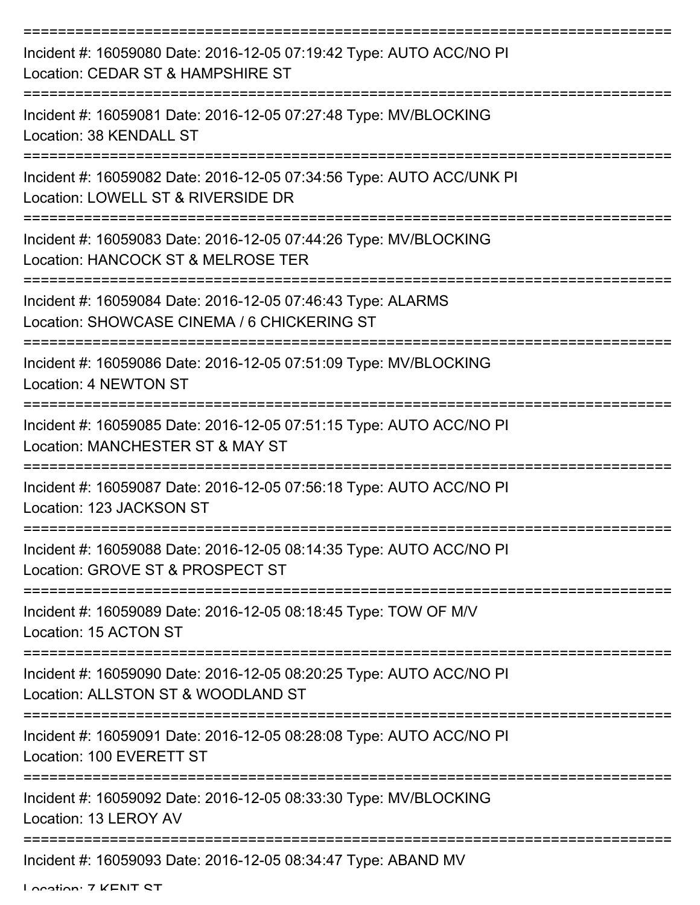===========================================================================

Incident #: 16059080 Date: 2016-12-05 07:19:42 Type: AUTO ACC/NO PI
Location: CEDAR ST & HAMPSHIRE ST

===========================================================================

Incident #: 16059081 Date: 2016-12-05 07:27:48 Type: MV/BLOCKING
Location: 38 KENDALL ST

===========================================================================

Incident #: 16059082 Date: 2016-12-05 07:34:56 Type: AUTO ACC/UNK PI
Location: LOWELL ST & RIVERSIDE DR

===========================================================================

Incident #: 16059083 Date: 2016-12-05 07:44:26 Type: MV/BLOCKING
Location: HANCOCK ST & MELROSE TER

===========================================================================

Incident #: 16059084 Date: 2016-12-05 07:46:43 Type: ALARMS
Location: SHOWCASE CINEMA / 6 CHICKERING ST

===========================================================================

Incident #: 16059086 Date: 2016-12-05 07:51:09 Type: MV/BLOCKING
Location: 4 NEWTON ST

===========================================================================

Incident #: 16059085 Date: 2016-12-05 07:51:15 Type: AUTO ACC/NO PI
Location: MANCHESTER ST & MAY ST

===========================================================================

Incident #: 16059087 Date: 2016-12-05 07:56:18 Type: AUTO ACC/NO PI
Location: 123 JACKSON ST

===========================================================================

Incident #: 16059088 Date: 2016-12-05 08:14:35 Type: AUTO ACC/NO PI
Location: GROVE ST & PROSPECT ST

===========================================================================

Incident #: 16059089 Date: 2016-12-05 08:18:45 Type: TOW OF M/V
Location: 15 ACTON ST

===========================================================================

Incident #: 16059090 Date: 2016-12-05 08:20:25 Type: AUTO ACC/NO PI
Location: ALLSTON ST & WOODLAND ST

===========================================================================

Incident #: 16059091 Date: 2016-12-05 08:28:08 Type: AUTO ACC/NO PI
Location: 100 EVERETT ST

===========================================================================

Incident #: 16059092 Date: 2016-12-05 08:33:30 Type: MV/BLOCKING
Location: 13 LEROY AV

===========================================================================

Incident #: 16059093 Date: 2016-12-05 08:34:47 Type: ABAND MV
Location: 7 KENT ST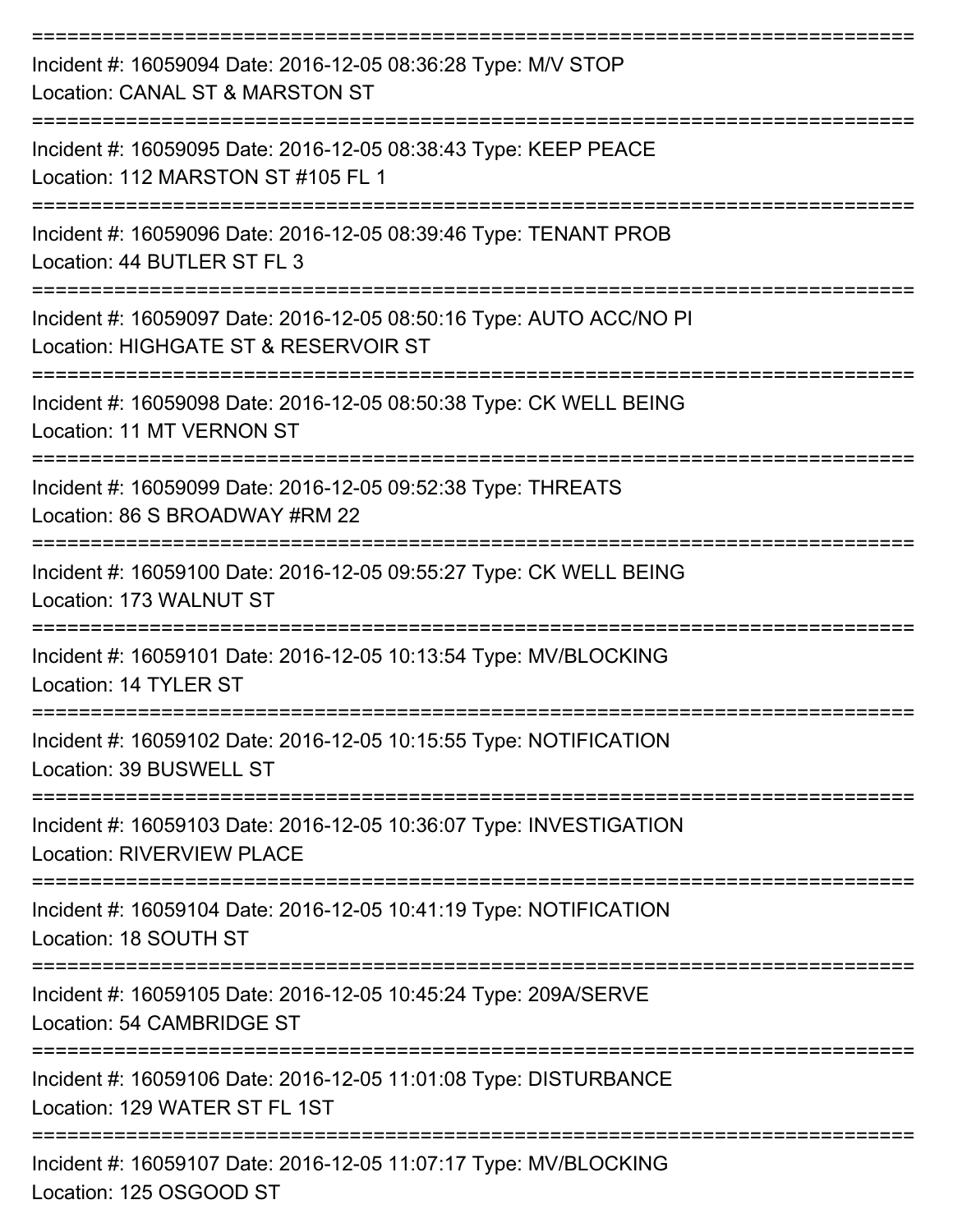===========================================================================

Incident #: 16059094 Date: 2016-12-05 08:36:28 Type: M/V STOP
Location: CANAL ST & MARSTON ST

===========================================================================

Incident #: 16059095 Date: 2016-12-05 08:38:43 Type: KEEP PEACE
Location: 112 MARSTON ST #105 FL 1

===========================================================================

Incident #: 16059096 Date: 2016-12-05 08:39:46 Type: TENANT PROB
Location: 44 BUTLER ST FL 3

===========================================================================

Incident #: 16059097 Date: 2016-12-05 08:50:16 Type: AUTO ACC/NO PI
Location: HIGHGATE ST & RESERVOIR ST

===========================================================================

Incident #: 16059098 Date: 2016-12-05 08:50:38 Type: CK WELL BEING
Location: 11 MT VERNON ST

===========================================================================

Incident #: 16059099 Date: 2016-12-05 09:52:38 Type: THREATS
Location: 86 S BROADWAY #RM 22

===========================================================================

Incident #: 16059100 Date: 2016-12-05 09:55:27 Type: CK WELL BEING
Location: 173 WALNUT ST

===========================================================================

Incident #: 16059101 Date: 2016-12-05 10:13:54 Type: MV/BLOCKING
Location: 14 TYLER ST

===========================================================================

Incident #: 16059102 Date: 2016-12-05 10:15:55 Type: NOTIFICATION
Location: 39 BUSWELL ST

===========================================================================

Incident #: 16059103 Date: 2016-12-05 10:36:07 Type: INVESTIGATION
Location: RIVERVIEW PLACE

===========================================================================

Incident #: 16059104 Date: 2016-12-05 10:41:19 Type: NOTIFICATION
Location: 18 SOUTH ST

===========================================================================

Incident #: 16059105 Date: 2016-12-05 10:45:24 Type: 209A/SERVE
Location: 54 CAMBRIDGE ST

===========================================================================

Incident #: 16059106 Date: 2016-12-05 11:01:08 Type: DISTURBANCE
Location: 129 WATER ST FL 1ST

===========================================================================

Incident #: 16059107 Date: 2016-12-05 11:07:17 Type: MV/BLOCKING
Location: 125 OSGOOD ST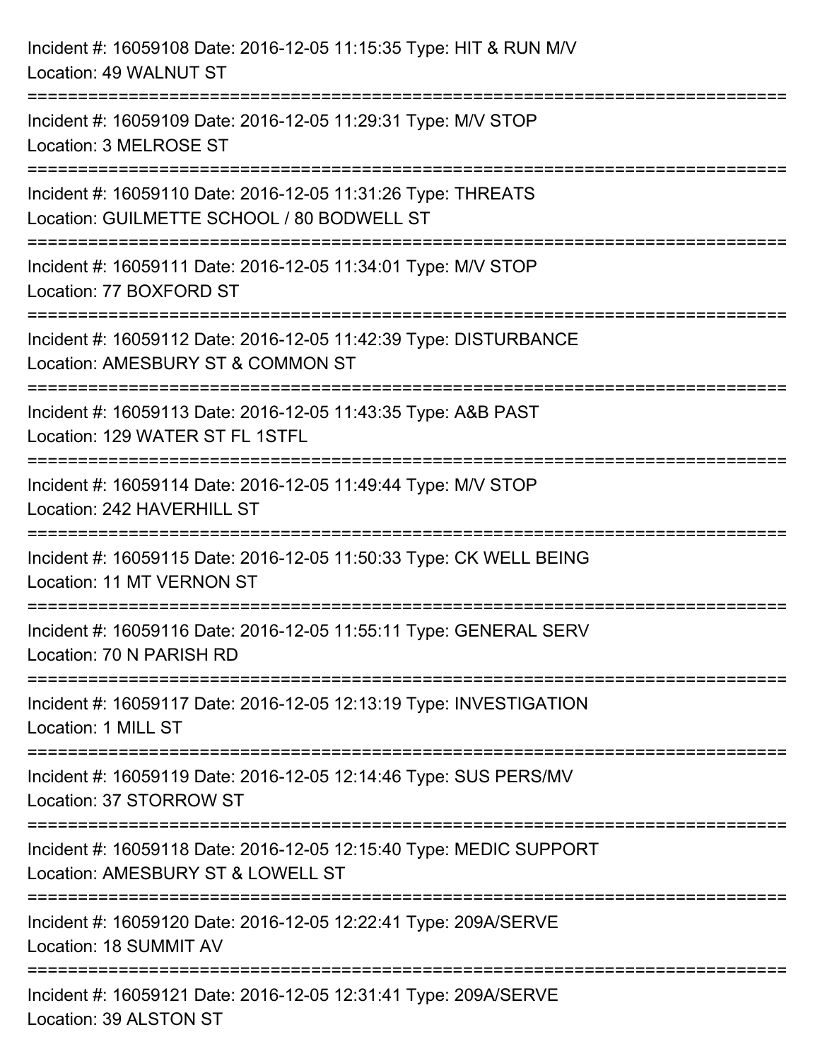Incident #: 16059108 Date: 2016-12-05 11:15:35 Type: HIT & RUN M/V
Location: 49 WALNUT ST

===========================================================================

Incident #: 16059109 Date: 2016-12-05 11:29:31 Type: M/V STOP
Location: 3 MELROSE ST

===========================================================================

Incident #: 16059110 Date: 2016-12-05 11:31:26 Type: THREATS
Location: GUILMETTE SCHOOL / 80 BODWELL ST

===========================================================================

Incident #: 16059111 Date: 2016-12-05 11:34:01 Type: M/V STOP
Location: 77 BOXFORD ST

===========================================================================

Incident #: 16059112 Date: 2016-12-05 11:42:39 Type: DISTURBANCE
Location: AMESBURY ST & COMMON ST

===========================================================================

Incident #: 16059113 Date: 2016-12-05 11:43:35 Type: A&B PAST
Location: 129 WATER ST FL 1STFL

===========================================================================

Incident #: 16059114 Date: 2016-12-05 11:49:44 Type: M/V STOP
Location: 242 HAVERHILL ST

===========================================================================

Incident #: 16059115 Date: 2016-12-05 11:50:33 Type: CK WELL BEING
Location: 11 MT VERNON ST

===========================================================================

Incident #: 16059116 Date: 2016-12-05 11:55:11 Type: GENERAL SERV
Location: 70 N PARISH RD

===========================================================================

Incident #: 16059117 Date: 2016-12-05 12:13:19 Type: INVESTIGATION
Location: 1 MILL ST

===========================================================================

Incident #: 16059119 Date: 2016-12-05 12:14:46 Type: SUS PERS/MV
Location: 37 STORROW ST

===========================================================================

Incident #: 16059118 Date: 2016-12-05 12:15:40 Type: MEDIC SUPPORT
Location: AMESBURY ST & LOWELL ST

===========================================================================

Incident #: 16059120 Date: 2016-12-05 12:22:41 Type: 209A/SERVE
Location: 18 SUMMIT AV

===========================================================================

Incident #: 16059121 Date: 2016-12-05 12:31:41 Type: 209A/SERVE
Location: 39 ALSTON ST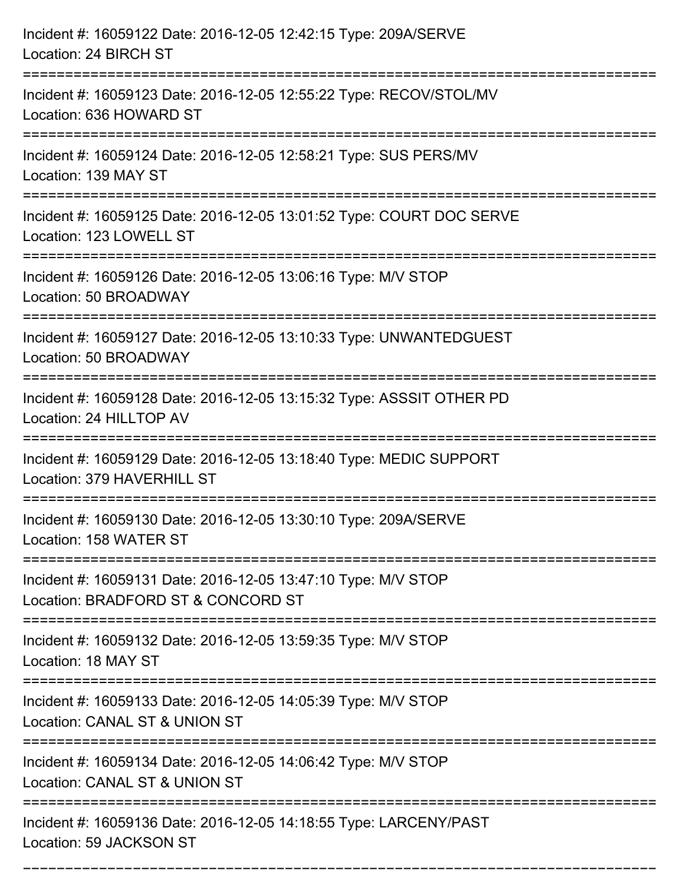Incident #: 16059122 Date: 2016-12-05 12:42:15 Type: 209A/SERVE
Location: 24 BIRCH ST

===========================================================================

Incident #: 16059123 Date: 2016-12-05 12:55:22 Type: RECOV/STOL/MV
Location: 636 HOWARD ST

===========================================================================

Incident #: 16059124 Date: 2016-12-05 12:58:21 Type: SUS PERS/MV
Location: 139 MAY ST

===========================================================================

Incident #: 16059125 Date: 2016-12-05 13:01:52 Type: COURT DOC SERVE
Location: 123 LOWELL ST

===========================================================================

Incident #: 16059126 Date: 2016-12-05 13:06:16 Type: M/V STOP
Location: 50 BROADWAY

===========================================================================

Incident #: 16059127 Date: 2016-12-05 13:10:33 Type: UNWANTEDGUEST
Location: 50 BROADWAY

===========================================================================

Incident #: 16059128 Date: 2016-12-05 13:15:32 Type: ASSSIT OTHER PD
Location: 24 HILLTOP AV

===========================================================================

Incident #: 16059129 Date: 2016-12-05 13:18:40 Type: MEDIC SUPPORT
Location: 379 HAVERHILL ST

===========================================================================

Incident #: 16059130 Date: 2016-12-05 13:30:10 Type: 209A/SERVE
Location: 158 WATER ST

===========================================================================

Incident #: 16059131 Date: 2016-12-05 13:47:10 Type: M/V STOP
Location: BRADFORD ST & CONCORD ST

===========================================================================

Incident #: 16059132 Date: 2016-12-05 13:59:35 Type: M/V STOP
Location: 18 MAY ST

===========================================================================

Incident #: 16059133 Date: 2016-12-05 14:05:39 Type: M/V STOP
Location: CANAL ST & UNION ST

===========================================================================

Incident #: 16059134 Date: 2016-12-05 14:06:42 Type: M/V STOP
Location: CANAL ST & UNION ST

===========================================================================

Incident #: 16059136 Date: 2016-12-05 14:18:55 Type: LARCENY/PAST
Location: 59 JACKSON ST

===========================================================================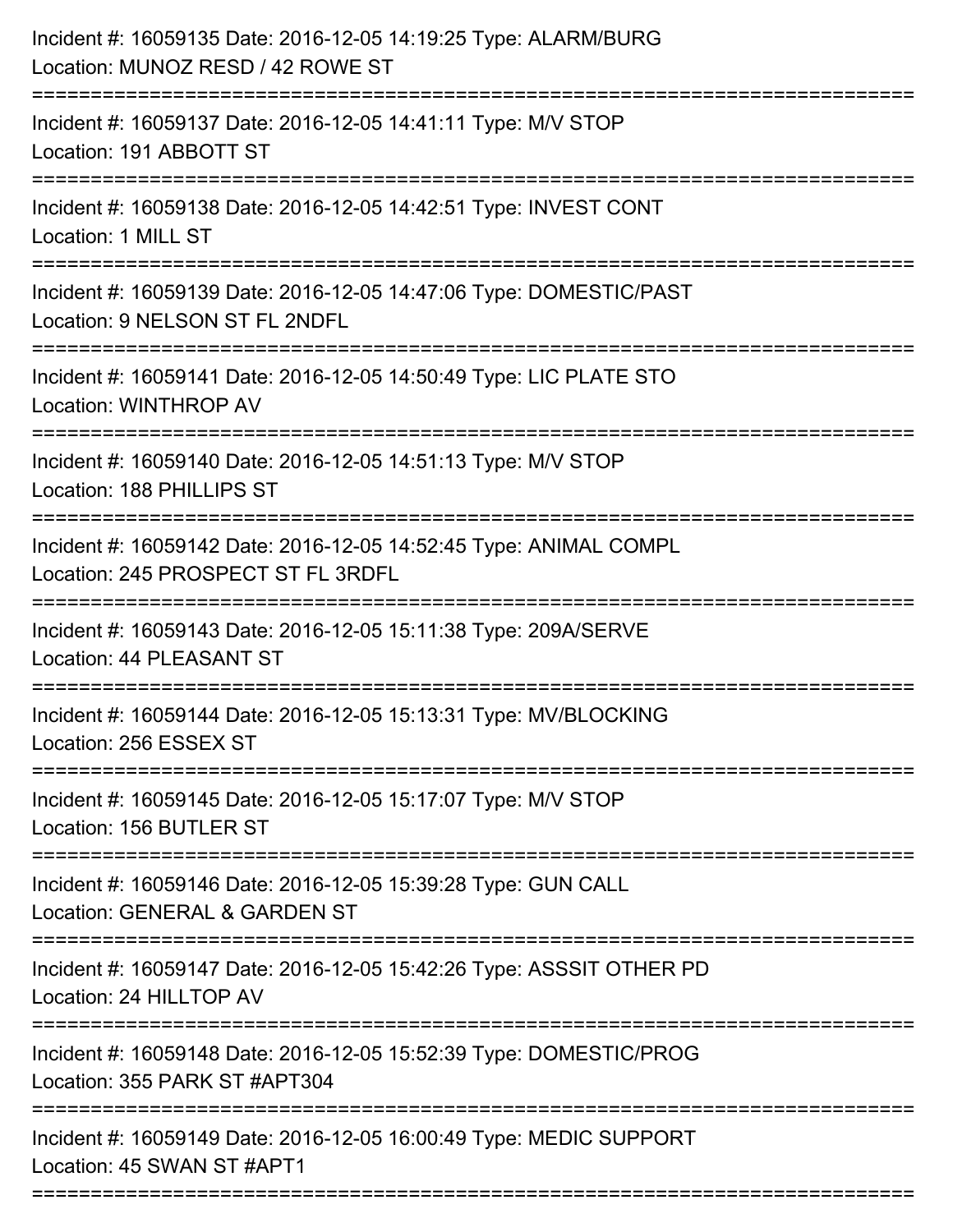Incident #: 16059135 Date: 2016-12-05 14:19:25 Type: ALARM/BURG
Location: MUNOZ RESD / 42 ROWE ST

===========================================================================

Incident #: 16059137 Date: 2016-12-05 14:41:11 Type: M/V STOP
Location: 191 ABBOTT ST

===========================================================================

Incident #: 16059138 Date: 2016-12-05 14:42:51 Type: INVEST CONT
Location: 1 MILL ST

===========================================================================

Incident #: 16059139 Date: 2016-12-05 14:47:06 Type: DOMESTIC/PAST
Location: 9 NELSON ST FL 2NDFL

===========================================================================

Incident #: 16059141 Date: 2016-12-05 14:50:49 Type: LIC PLATE STO
Location: WINTHROP AV

===========================================================================

Incident #: 16059140 Date: 2016-12-05 14:51:13 Type: M/V STOP
Location: 188 PHILLIPS ST

===========================================================================

Incident #: 16059142 Date: 2016-12-05 14:52:45 Type: ANIMAL COMPL
Location: 245 PROSPECT ST FL 3RDFL

===========================================================================

Incident #: 16059143 Date: 2016-12-05 15:11:38 Type: 209A/SERVE
Location: 44 PLEASANT ST

===========================================================================

Incident #: 16059144 Date: 2016-12-05 15:13:31 Type: MV/BLOCKING
Location: 256 ESSEX ST

===========================================================================

Incident #: 16059145 Date: 2016-12-05 15:17:07 Type: M/V STOP
Location: 156 BUTLER ST

===========================================================================

Incident #: 16059146 Date: 2016-12-05 15:39:28 Type: GUN CALL
Location: GENERAL & GARDEN ST

===========================================================================

Incident #: 16059147 Date: 2016-12-05 15:42:26 Type: ASSSIT OTHER PD
Location: 24 HILLTOP AV

===========================================================================

Incident #: 16059148 Date: 2016-12-05 15:52:39 Type: DOMESTIC/PROG
Location: 355 PARK ST #APT304

===========================================================================

Incident #: 16059149 Date: 2016-12-05 16:00:49 Type: MEDIC SUPPORT
Location: 45 SWAN ST #APT1

===========================================================================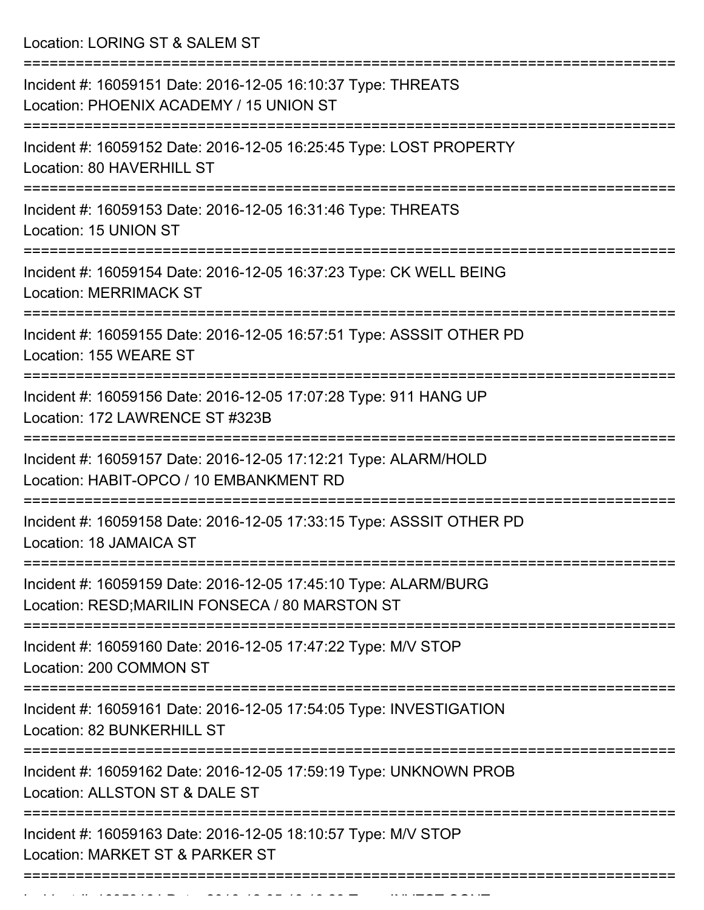Location: LORING ST & SALEM ST

===========================================================================

Incident #: 16059151 Date: 2016-12-05 16:10:37 Type: THREATS
Location: PHOENIX ACADEMY / 15 UNION ST

===========================================================================

Incident #: 16059152 Date: 2016-12-05 16:25:45 Type: LOST PROPERTY
Location: 80 HAVERHILL ST

===========================================================================

Incident #: 16059153 Date: 2016-12-05 16:31:46 Type: THREATS
Location: 15 UNION ST

===========================================================================

Incident #: 16059154 Date: 2016-12-05 16:37:23 Type: CK WELL BEING
Location: MERRIMACK ST

===========================================================================

Incident #: 16059155 Date: 2016-12-05 16:57:51 Type: ASSSIT OTHER PD
Location: 155 WEARE ST

===========================================================================

Incident #: 16059156 Date: 2016-12-05 17:07:28 Type: 911 HANG UP
Location: 172 LAWRENCE ST #323B

===========================================================================

Incident #: 16059157 Date: 2016-12-05 17:12:21 Type: ALARM/HOLD
Location: HABIT-OPCO / 10 EMBANKMENT RD

===========================================================================

Incident #: 16059158 Date: 2016-12-05 17:33:15 Type: ASSSIT OTHER PD
Location: 18 JAMAICA ST

===========================================================================

Incident #: 16059159 Date: 2016-12-05 17:45:10 Type: ALARM/BURG
Location: RESD;MARILIN FONSECA / 80 MARSTON ST

===========================================================================

Incident #: 16059160 Date: 2016-12-05 17:47:22 Type: M/V STOP
Location: 200 COMMON ST

===========================================================================

Incident #: 16059161 Date: 2016-12-05 17:54:05 Type: INVESTIGATION
Location: 82 BUNKERHILL ST

===========================================================================

Incident #: 16059162 Date: 2016-12-05 17:59:19 Type: UNKNOWN PROB
Location: ALLSTON ST & DALE ST

===========================================================================

Incident #: 16059163 Date: 2016-12-05 18:10:57 Type: M/V STOP
Location: MARKET ST & PARKER ST

===========================================================================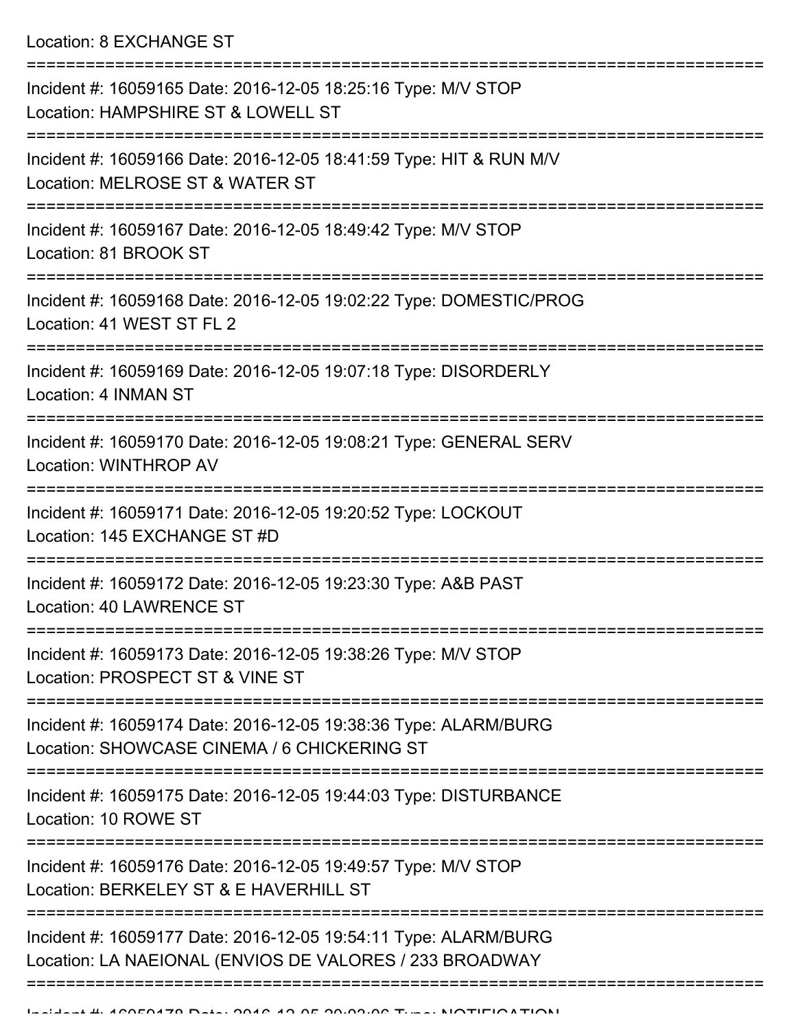Location: 8 EXCHANGE ST

===========================================================================

Incident #: 16059165 Date: 2016-12-05 18:25:16 Type: M/V STOP
Location: HAMPSHIRE ST & LOWELL ST

===========================================================================

Incident #: 16059166 Date: 2016-12-05 18:41:59 Type: HIT & RUN M/V
Location: MELROSE ST & WATER ST

===========================================================================

Incident #: 16059167 Date: 2016-12-05 18:49:42 Type: M/V STOP
Location: 81 BROOK ST

===========================================================================

Incident #: 16059168 Date: 2016-12-05 19:02:22 Type: DOMESTIC/PROG
Location: 41 WEST ST FL 2

===========================================================================

Incident #: 16059169 Date: 2016-12-05 19:07:18 Type: DISORDERLY
Location: 4 INMAN ST

===========================================================================

Incident #: 16059170 Date: 2016-12-05 19:08:21 Type: GENERAL SERV
Location: WINTHROP AV

===========================================================================

Incident #: 16059171 Date: 2016-12-05 19:20:52 Type: LOCKOUT
Location: 145 EXCHANGE ST #D

===========================================================================

Incident #: 16059172 Date: 2016-12-05 19:23:30 Type: A&B PAST
Location: 40 LAWRENCE ST

===========================================================================

Incident #: 16059173 Date: 2016-12-05 19:38:26 Type: M/V STOP
Location: PROSPECT ST & VINE ST

===========================================================================

Incident #: 16059174 Date: 2016-12-05 19:38:36 Type: ALARM/BURG
Location: SHOWCASE CINEMA / 6 CHICKERING ST

===========================================================================

Incident #: 16059175 Date: 2016-12-05 19:44:03 Type: DISTURBANCE
Location: 10 ROWE ST

===========================================================================

Incident #: 16059176 Date: 2016-12-05 19:49:57 Type: M/V STOP
Location: BERKELEY ST & E HAVERHILL ST

===========================================================================

Incident #: 16059177 Date: 2016-12-05 19:54:11 Type: ALARM/BURG
Location: LA NAEIONAL (ENVIOS DE VALORES / 233 BROADWAY

===========================================================================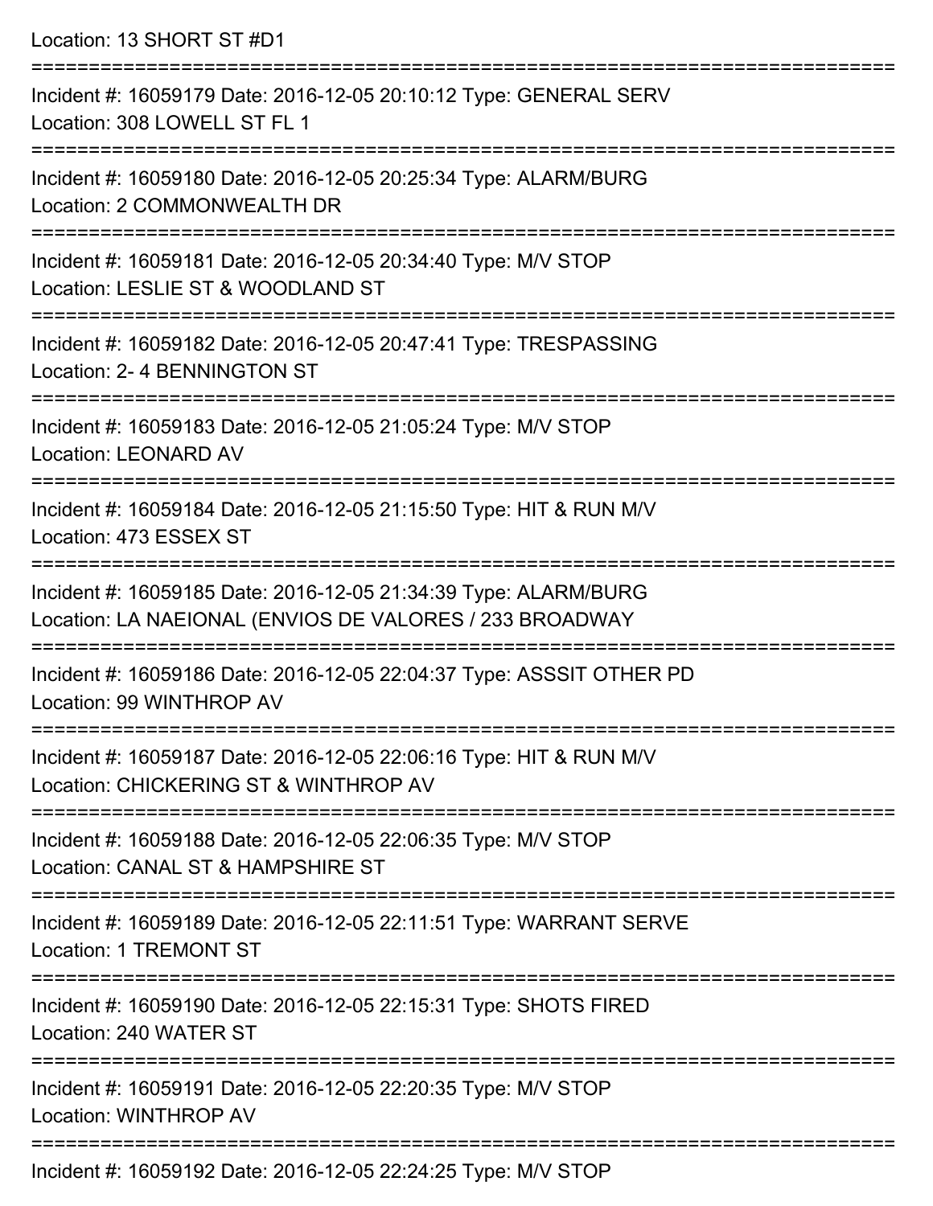Location: 13 SHORT ST #D1

===========================================================================

Incident #: 16059179 Date: 2016-12-05 20:10:12 Type: GENERAL SERV
Location: 308 LOWELL ST FL 1

===========================================================================

Incident #: 16059180 Date: 2016-12-05 20:25:34 Type: ALARM/BURG
Location: 2 COMMONWEALTH DR

===========================================================================

Incident #: 16059181 Date: 2016-12-05 20:34:40 Type: M/V STOP
Location: LESLIE ST & WOODLAND ST

===========================================================================

Incident #: 16059182 Date: 2016-12-05 20:47:41 Type: TRESPASSING
Location: 2- 4 BENNINGTON ST

===========================================================================

Incident #: 16059183 Date: 2016-12-05 21:05:24 Type: M/V STOP
Location: LEONARD AV

===========================================================================

Incident #: 16059184 Date: 2016-12-05 21:15:50 Type: HIT & RUN M/V
Location: 473 ESSEX ST

===========================================================================

Incident #: 16059185 Date: 2016-12-05 21:34:39 Type: ALARM/BURG
Location: LA NAEIONAL (ENVIOS DE VALORES / 233 BROADWAY

===========================================================================

Incident #: 16059186 Date: 2016-12-05 22:04:37 Type: ASSSIT OTHER PD
Location: 99 WINTHROP AV

===========================================================================

Incident #: 16059187 Date: 2016-12-05 22:06:16 Type: HIT & RUN M/V
Location: CHICKERING ST & WINTHROP AV

===========================================================================

Incident #: 16059188 Date: 2016-12-05 22:06:35 Type: M/V STOP
Location: CANAL ST & HAMPSHIRE ST

===========================================================================

Incident #: 16059189 Date: 2016-12-05 22:11:51 Type: WARRANT SERVE
Location: 1 TREMONT ST

===========================================================================

Incident #: 16059190 Date: 2016-12-05 22:15:31 Type: SHOTS FIRED
Location: 240 WATER ST

===========================================================================

Incident #: 16059191 Date: 2016-12-05 22:20:35 Type: M/V STOP
Location: WINTHROP AV

===========================================================================

Incident #: 16059192 Date: 2016-12-05 22:24:25 Type: M/V STOP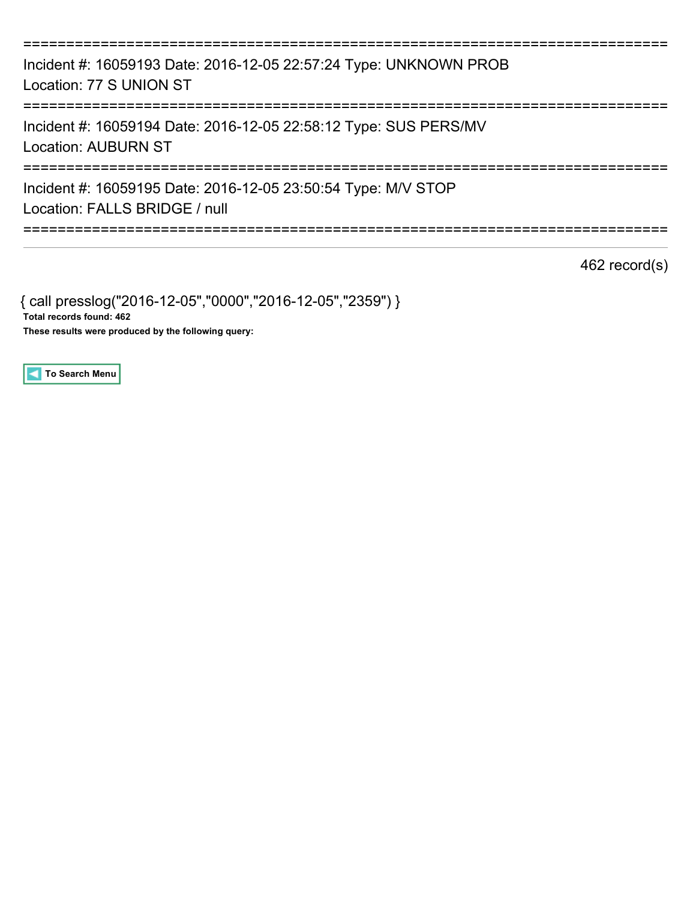===========================================================================

Incident #: 16059193 Date: 2016-12-05 22:57:24 Type: UNKNOWN PROB
Location: 77 S UNION ST

===========================================================================

Incident #: 16059194 Date: 2016-12-05 22:58:12 Type: SUS PERS/MV
Location: AUBURN ST

===========================================================================

Incident #: 16059195 Date: 2016-12-05 23:50:54 Type: M/V STOP
Location: FALLS BRIDGE / null

===========================================================================

---

462 record(s)

{ call presslog("2016-12-05","0000","2016-12-05","2359") }

**Total records found: 462**

**These results were produced by the following query:**

**To Search Menu**